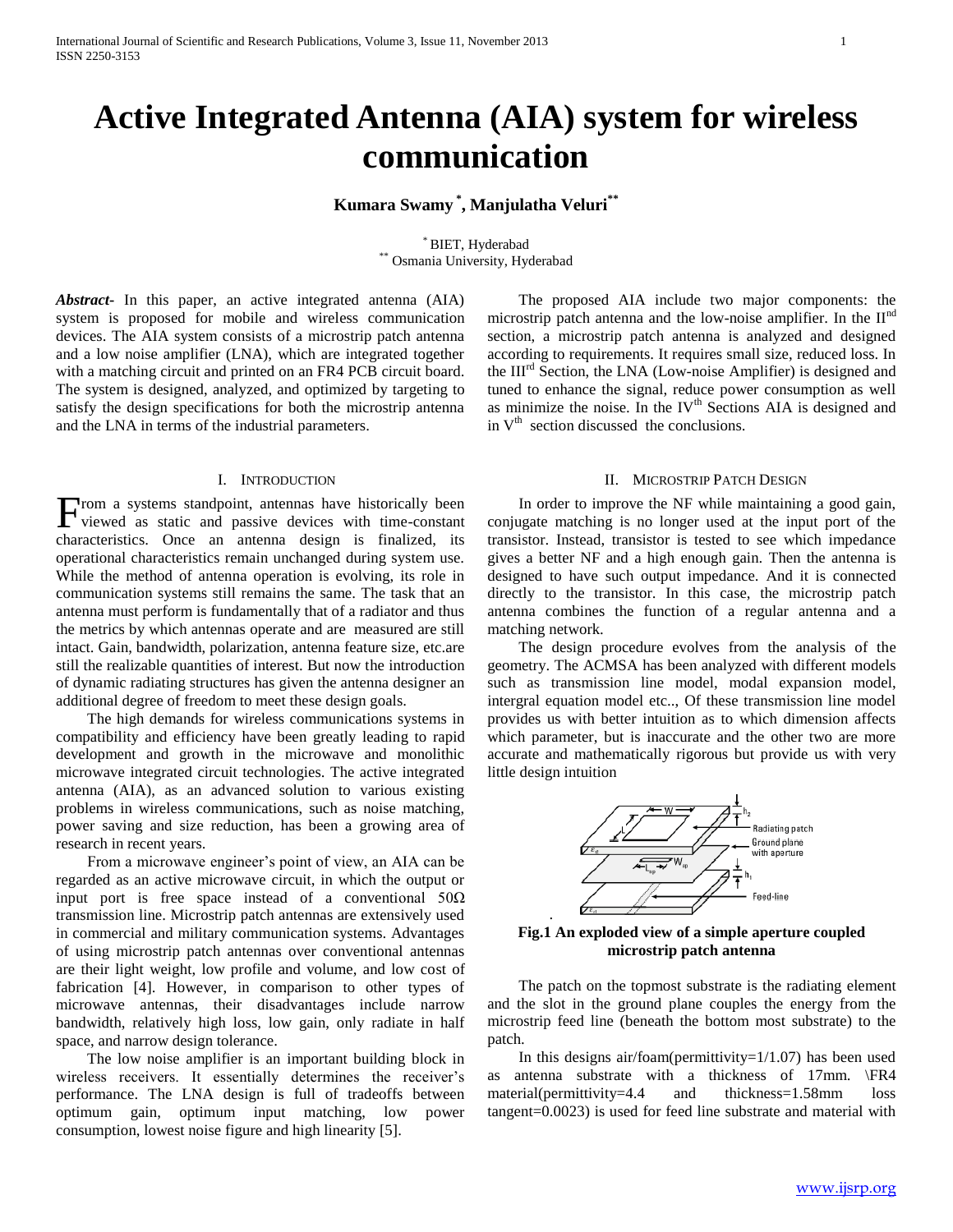# Active Integrated Antenna (AIA) system for wireless communication

**Kumara Swamy [\*], Manjulatha Veluri [\*\*]**

[\*] BIET, Hyderabad
[\*\*] Osmania University, Hyderabad

***Abstract-*** In this paper, an active integrated antenna (AIA) system is proposed for mobile and wireless communication devices. The AIA system consists of a microstrip patch antenna and a low noise amplifier (LNA), which are integrated together with a matching circuit and printed on an FR4 PCB circuit board. The system is designed, analyzed, and optimized by targeting to satisfy the design specifications for both the microstrip antenna and the LNA in terms of the industrial parameters.

The proposed AIA include two major components: the microstrip patch antenna and the low-noise amplifier. In the II[nd] section, a microstrip patch antenna is analyzed and designed according to requirements. It requires small size, reduced loss. In the III[rd] Section, the LNA (Low-noise Amplifier) is designed and tuned to enhance the signal, reduce power consumption as well as minimize the noise. In the IV[th] Sections AIA is designed and in V[th] section discussed the conclusions.

## I. Introduction

From a systems standpoint, antennas have historically been viewed as static and passive devices with time-constant characteristics. Once an antenna design is finalized, its operational characteristics remain unchanged during system use. While the method of antenna operation is evolving, its role in communication systems still remains the same. The task that an antenna must perform is fundamentally that of a radiator and thus the metrics by which antennas operate and are measured are still intact. Gain, bandwidth, polarization, antenna feature size, etc.are still the realizable quantities of interest. But now the introduction of dynamic radiating structures has given the antenna designer an additional degree of freedom to meet these design goals.

The high demands for wireless communications systems in compatibility and efficiency have been greatly leading to rapid development and growth in the microwave and monolithic microwave integrated circuit technologies. The active integrated antenna (AIA), as an advanced solution to various existing problems in wireless communications, such as noise matching, power saving and size reduction, has been a growing area of research in recent years.

From a microwave engineer's point of view, an AIA can be regarded as an active microwave circuit, in which the output or input port is free space instead of a conventional 50Ω transmission line. Microstrip patch antennas are extensively used in commercial and military communication systems. Advantages of using microstrip patch antennas over conventional antennas are their light weight, low profile and volume, and low cost of fabrication [4]. However, in comparison to other types of microwave antennas, their disadvantages include narrow bandwidth, relatively high loss, low gain, only radiate in half space, and narrow design tolerance.

The low noise amplifier is an important building block in wireless receivers. It essentially determines the receiver's performance. The LNA design is full of tradeoffs between optimum gain, optimum input matching, low power consumption, lowest noise figure and high linearity [5].

## II. Microstrip Patch Design

In order to improve the NF while maintaining a good gain, conjugate matching is no longer used at the input port of the transistor. Instead, transistor is tested to see which impedance gives a better NF and a high enough gain. Then the antenna is designed to have such output impedance. And it is connected directly to the transistor. In this case, the microstrip patch antenna combines the function of a regular antenna and a matching network.

The design procedure evolves from the analysis of the geometry. The ACMSA has been analyzed with different models such as transmission line model, modal expansion model, intergral equation model etc.., Of these transmission line model provides us with better intuition as to which dimension affects which parameter, but is inaccurate and the other two are more accurate and mathematically rigorous but provide us with very little design intuition

**Fig.1 An exploded view of a simple aperture coupled microstrip patch antenna**

The patch on the topmost substrate is the radiating element and the slot in the ground plane couples the energy from the microstrip feed line (beneath the bottom most substrate) to the patch.

In this designs air/foam(permittivity=1/1.07) has been used as antenna substrate with a thickness of 17mm. \FR4 material(permittivity=4.4 and thickness=1.58mm loss tangent=0.0023) is used for feed line substrate and material with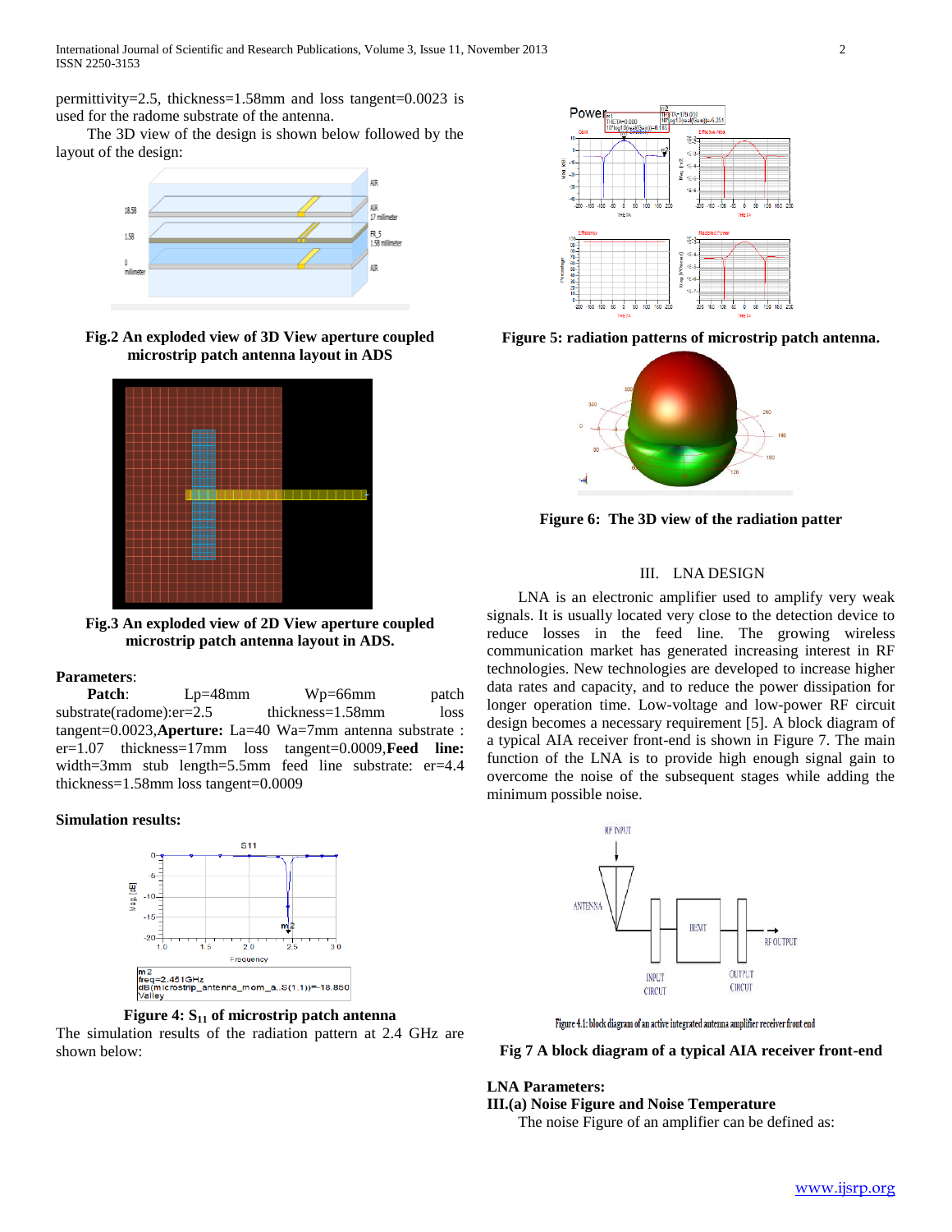permittivity=2.5, thickness=1.58mm and loss tangent=0.0023 is used for the radome substrate of the antenna.

The 3D view of the design is shown below followed by the layout of the design:

**Fig.2 An exploded view of 3D View aperture coupled microstrip patch antenna layout in ADS**

**Fig.3 An exploded view of 2D View aperture coupled microstrip patch antenna layout in ADS.**

**Parameters**:

**Patch**: Lp=48mm Wp=66mm patch substrate(radome):er=2.5 thickness=1.58mm loss tangent=0.0023,**Aperture:** La=40 Wa=7mm antenna substrate : er=1.07 thickness=17mm loss tangent=0.0009,**Feed line:** width=3mm stub length=5.5mm feed line substrate: er=4.4 thickness=1.58mm loss tangent=0.0009

**Simulation results:**

**Figure 4: $S_{11}$ of microstrip patch antenna**

The simulation results of the radiation pattern at 2.4 GHz are shown below:

**Figure 5: radiation patterns of microstrip patch antenna.**

**Figure 6: The 3D view of the radiation patter**

## III. LNA DESIGN

LNA is an electronic amplifier used to amplify very weak signals. It is usually located very close to the detection device to reduce losses in the feed line. The growing wireless communication market has generated increasing interest in RF technologies. New technologies are developed to increase higher data rates and capacity, and to reduce the power dissipation for longer operation time. Low-voltage and low-power RF circuit design becomes a necessary requirement [5]. A block diagram of a typical AIA receiver front-end is shown in Figure 7. The main function of the LNA is to provide high enough signal gain to overcome the noise of the subsequent stages while adding the minimum possible noise.

Figure 4.1: block diagram of an active integrated antenna amplifier receiver front end

**Fig 7 A block diagram of a typical AIA receiver front-end**

**LNA Parameters:**

**III.(a) Noise Figure and Noise Temperature**

The noise Figure of an amplifier can be defined as: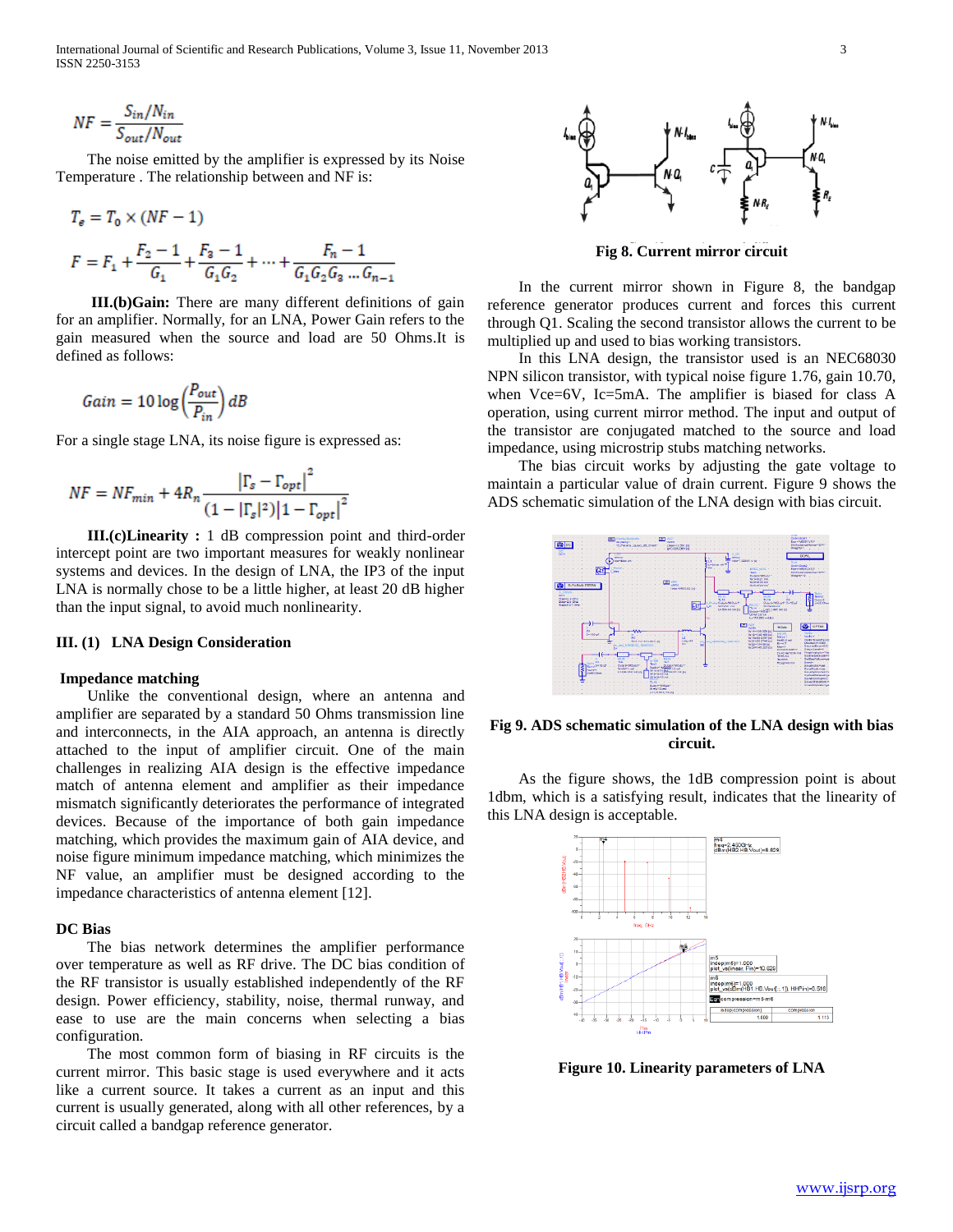$$NF = \frac{S_{in}/N_{in}}{S_{out}/N_{out}}$$

The noise emitted by the amplifier is expressed by its Noise Temperature . The relationship between and NF is:

$$T_e = T_0 \times (NF - 1)$$

$$F = F_1 + \frac{F_2 - 1}{G_1} + \frac{F_3 - 1}{G_1 G_2} + \cdots + \frac{F_n - 1}{G_1 G_2 G_3 \ldots G_{n-1}}$$

**III.(b)Gain:** There are many different definitions of gain for an amplifier. Normally, for an LNA, Power Gain refers to the gain measured when the source and load are 50 Ohms.It is defined as follows:

$$Gain = 10 \log\left(\frac{P_{out}}{P_{in}}\right) dB$$

For a single stage LNA, its noise figure is expressed as:

$$NF = NF_{min} + 4R_n \frac{|\Gamma_s - \Gamma_{opt}|^2}{(1 - |\Gamma_s|^2)|1 - \Gamma_{opt}|^2}$$

**III.(c)Linearity :** 1 dB compression point and third-order intercept point are two important measures for weakly nonlinear systems and devices. In the design of LNA, the IP3 of the input LNA is normally chose to be a little higher, at least 20 dB higher than the input signal, to avoid much nonlinearity.

### III. (1) LNA Design Consideration

#### Impedance matching

Unlike the conventional design, where an antenna and amplifier are separated by a standard 50 Ohms transmission line and interconnects, in the AIA approach, an antenna is directly attached to the input of amplifier circuit. One of the main challenges in realizing AIA design is the effective impedance match of antenna element and amplifier as their impedance mismatch significantly deteriorates the performance of integrated devices. Because of the importance of both gain impedance matching, which provides the maximum gain of AIA device, and noise figure minimum impedance matching, which minimizes the NF value, an amplifier must be designed according to the impedance characteristics of antenna element [12].

#### DC Bias

The bias network determines the amplifier performance over temperature as well as RF drive. The DC bias condition of the RF transistor is usually established independently of the RF design. Power efficiency, stability, noise, thermal runway, and ease to use are the main concerns when selecting a bias configuration.

The most common form of biasing in RF circuits is the current mirror. This basic stage is used everywhere and it acts like a current source. It takes a current as an input and this current is usually generated, along with all other references, by a circuit called a bandgap reference generator.

**Fig 8. Current mirror circuit**

In the current mirror shown in Figure 8, the bandgap reference generator produces current and forces this current through Q1. Scaling the second transistor allows the current to be multiplied up and used to bias working transistors.

In this LNA design, the transistor used is an NEC68030 NPN silicon transistor, with typical noise figure 1.76, gain 10.70, when Vce=6V, Ic=5mA. The amplifier is biased for class A operation, using current mirror method. The input and output of the transistor are conjugated matched to the source and load impedance, using microstrip stubs matching networks.

The bias circuit works by adjusting the gate voltage to maintain a particular value of drain current. Figure 9 shows the ADS schematic simulation of the LNA design with bias circuit.

**Fig 9. ADS schematic simulation of the LNA design with bias circuit.**

As the figure shows, the 1dB compression point is about 1dbm, which is a satisfying result, indicates that the linearity of this LNA design is acceptable.

**Figure 10. Linearity parameters of LNA**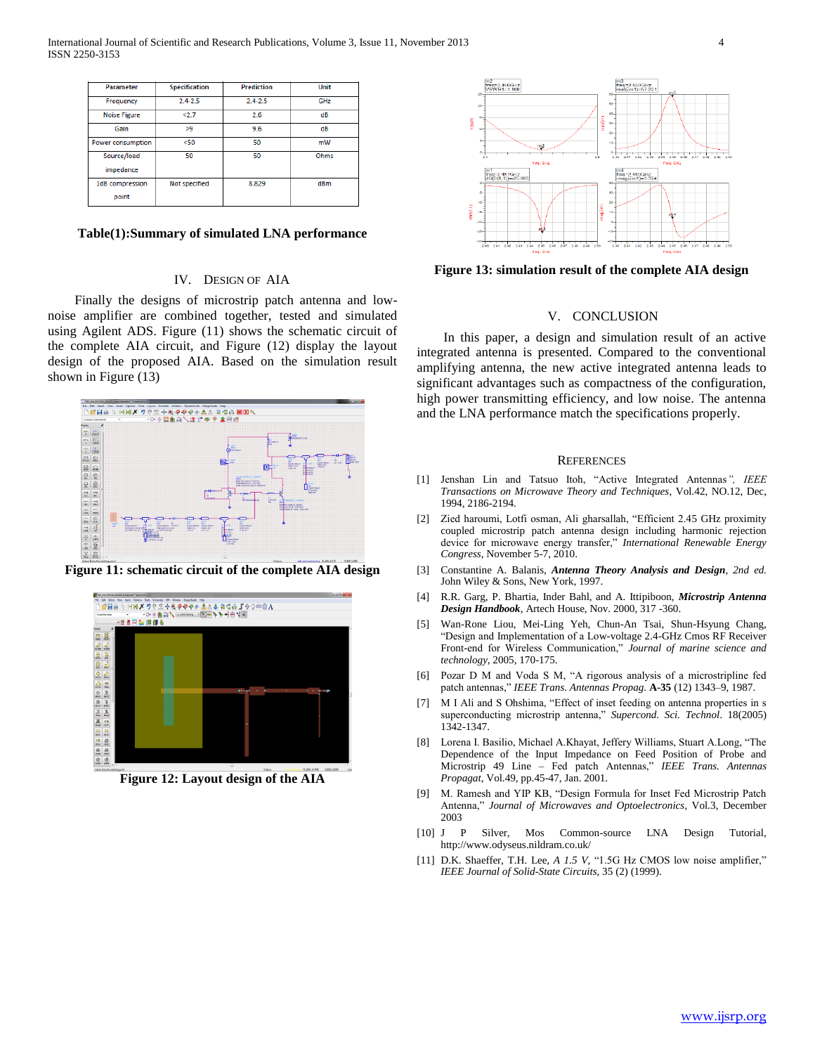| Parameter | Specification | Prediction | Unit |
|---|---|---|---|
| Frequency | 2.4-2.5 | 2.4-2.5 | GHz |
| Noise Figure | <2.7 | 2.6 | dB |
| Gain | >9 | 9.6 | dB |
| Power consumption | <50 | 50 | mW |
| Source/load impedence | 50 | 50 | Ohms |
| 1dB compression point | Not specified | 8.829 | dBm |

**Table(1):Summary of simulated LNA performance**

## IV. Design of AIA

Finally the designs of microstrip patch antenna and low-noise amplifier are combined together, tested and simulated using Agilent ADS. Figure (11) shows the schematic circuit of the complete AIA circuit, and Figure (12) display the layout design of the proposed AIA. Based on the simulation result shown in Figure (13)

**Figure 11: schematic circuit of the complete AIA design**

**Figure 12: Layout design of the AIA**

**Figure 13: simulation result of the complete AIA design**

## V. Conclusion

In this paper, a design and simulation result of an active integrated antenna is presented. Compared to the conventional amplifying antenna, the new active integrated antenna leads to significant advantages such as compactness of the configuration, high power transmitting efficiency, and low noise. The antenna and the LNA performance match the specifications properly.

## References

[1] Jenshan Lin and Tatsuo Itoh, "Active Integrated Antennas", *IEEE Transactions on Microwave Theory and Techniques*, Vol.42, NO.12, Dec, 1994, 2186-2194.

[2] Zied haroumi, Lotfi osman, Ali gharsallah, "Efficient 2.45 GHz proximity coupled microstrip patch antenna design including harmonic rejection device for microwave energy transfer," *International Renewable Energy Congress*, November 5-7, 2010.

[3] Constantine A. Balanis, ***Antenna Theory Analysis and Design***, *2nd ed.* John Wiley & Sons, New York, 1997.

[4] R.R. Garg, P. Bhartia, Inder Bahl, and A. Ittipiboon, ***Microstrip Antenna Design Handbook***, Artech House, Nov. 2000, 317 -360.

[5] Wan-Rone Liou, Mei-Ling Yeh, Chun-An Tsai, Shun-Hsyung Chang, "Design and Implementation of a Low-voltage 2.4-GHz Cmos RF Receiver Front-end for Wireless Communication," *Journal of marine science and technology*, 2005, 170-175.

[6] Pozar D M and Voda S M, "A rigorous analysis of a microstripline fed patch antennas," *IEEE Trans. Antennas Propag.* **A-35** (12) 1343–9, 1987.

[7] M I Ali and S Ohshima, "Effect of inset feeding on antenna properties in s superconducting microstrip antenna," *Supercond. Sci. Technol*. 18(2005) 1342-1347.

[8] Lorena I. Basilio, Michael A.Khayat, Jeffery Williams, Stuart A.Long, "The Dependence of the Input Impedance on Feed Position of Probe and Microstrip 49 Line – Fed patch Antennas," *IEEE Trans. Antennas Propagat*, Vol.49, pp.45-47, Jan. 2001.

[9] M. Ramesh and YIP KB, "Design Formula for Inset Fed Microstrip Patch Antenna," *Journal of Microwaves and Optoelectronics*, Vol.3, December 2003

[10] J P Silver, Mos Common-source LNA Design Tutorial, http://www.odyseus.nildram.co.uk/

[11] D.K. Shaeffer, T.H. Lee, *A 1.5 V*, "1.5G Hz CMOS low noise amplifier," *IEEE Journal of Solid-State Circuits*, 35 (2) (1999).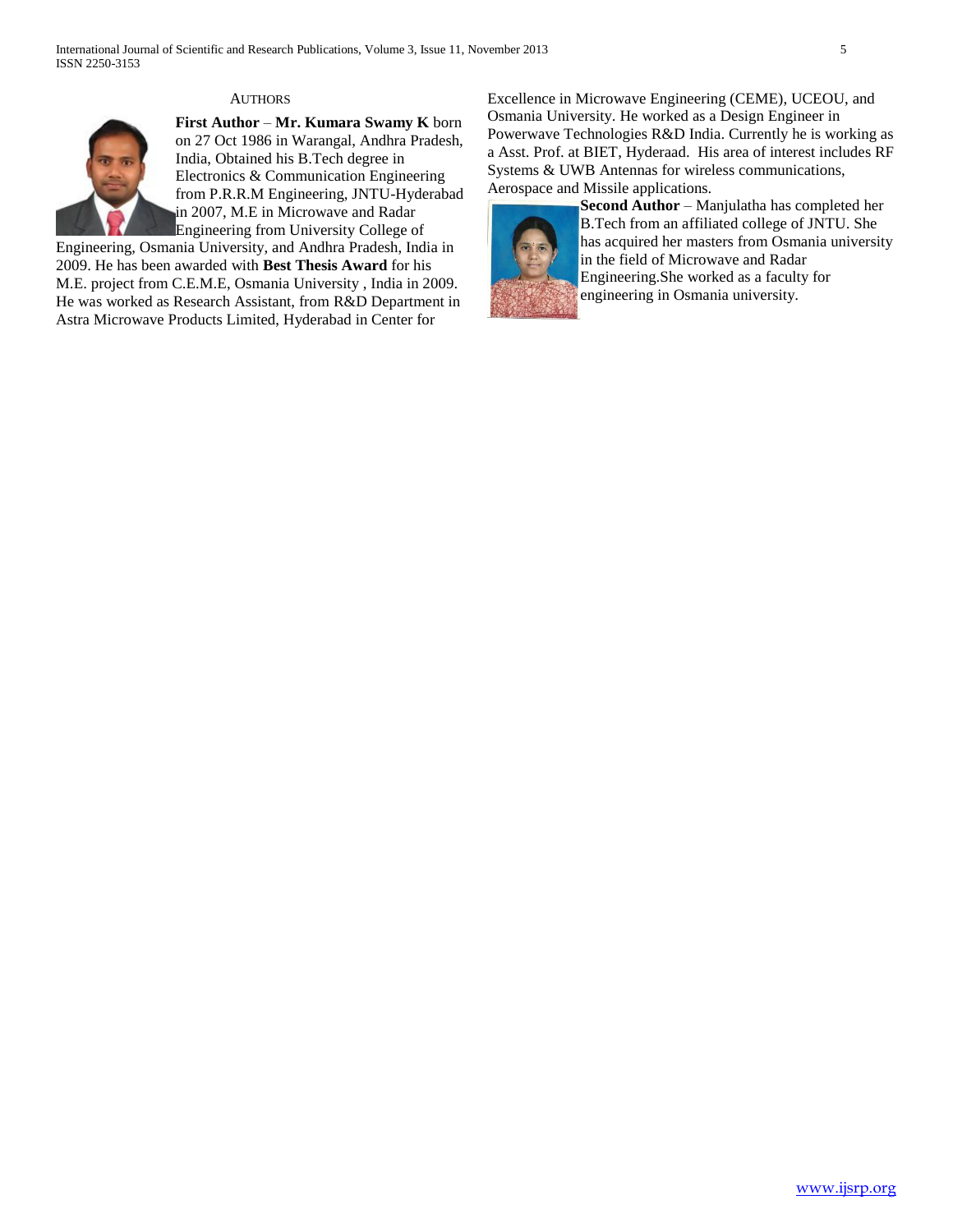## AUTHORS

**First Author** – **Mr. Kumara Swamy K** born on 27 Oct 1986 in Warangal, Andhra Pradesh, India, Obtained his B.Tech degree in Electronics & Communication Engineering from P.R.R.M Engineering, JNTU-Hyderabad in 2007, M.E in Microwave and Radar Engineering from University College of Engineering, Osmania University, and Andhra Pradesh, India in 2009. He has been awarded with **Best Thesis Award** for his M.E. project from C.E.M.E, Osmania University , India in 2009. He was worked as Research Assistant, from R&D Department in Astra Microwave Products Limited, Hyderabad in Center for Excellence in Microwave Engineering (CEME), UCEOU, and Osmania University. He worked as a Design Engineer in Powerwave Technologies R&D India. Currently he is working as a Asst. Prof. at BIET, Hyderaad. His area of interest includes RF Systems & UWB Antennas for wireless communications, Aerospace and Missile applications.

**Second Author** – Manjulatha has completed her B.Tech from an affiliated college of JNTU. She has acquired her masters from Osmania university in the field of Microwave and Radar Engineering.She worked as a faculty for engineering in Osmania university.